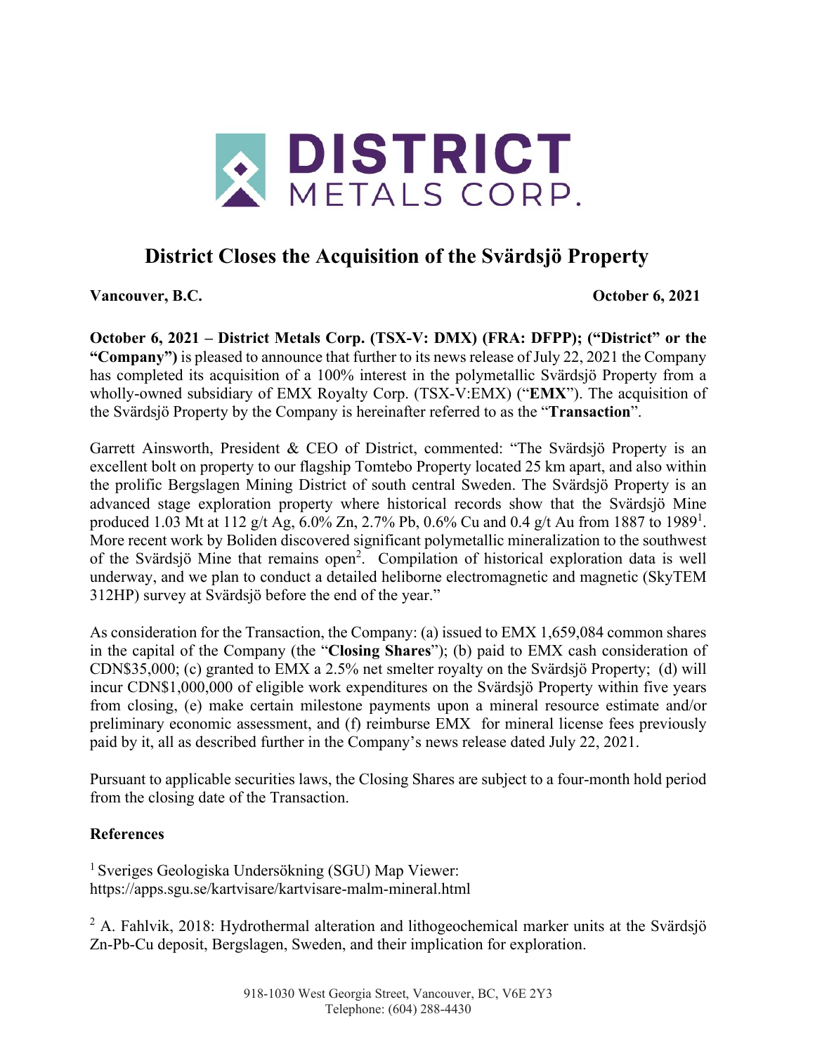DISTRICT METALS CORP.

# District Closes the Acquisition of the Svärdsjö Property

**Vancouver, B.C.** **October 6, 2021**

**October 6, 2021 – District Metals Corp. (TSX-V: DMX) (FRA: DFPP); ("District" or the "Company")** is pleased to announce that further to its news release of July 22, 2021 the Company has completed its acquisition of a 100% interest in the polymetallic Svärdsjö Property from a wholly-owned subsidiary of EMX Royalty Corp. (TSX-V:EMX) ("**EMX**"). The acquisition of the Svärdsjö Property by the Company is hereinafter referred to as the "**Transaction**".

Garrett Ainsworth, President & CEO of District, commented: "The Svärdsjö Property is an excellent bolt on property to our flagship Tomtebo Property located 25 km apart, and also within the prolific Bergslagen Mining District of south central Sweden. The Svärdsjö Property is an advanced stage exploration property where historical records show that the Svärdsjö Mine produced 1.03 Mt at 112 g/t Ag, 6.0% Zn, 2.7% Pb, 0.6% Cu and 0.4 g/t Au from 1887 to 1989[1]. More recent work by Boliden discovered significant polymetallic mineralization to the southwest of the Svärdsjö Mine that remains open[2]. Compilation of historical exploration data is well underway, and we plan to conduct a detailed heliborne electromagnetic and magnetic (SkyTEM 312HP) survey at Svärdsjö before the end of the year."

As consideration for the Transaction, the Company: (a) issued to EMX 1,659,084 common shares in the capital of the Company (the "**Closing Shares**"); (b) paid to EMX cash consideration of CDN$35,000; (c) granted to EMX a 2.5% net smelter royalty on the Svärdsjö Property; (d) will incur CDN$1,000,000 of eligible work expenditures on the Svärdsjö Property within five years from closing, (e) make certain milestone payments upon a mineral resource estimate and/or preliminary economic assessment, and (f) reimburse EMX for mineral license fees previously paid by it, all as described further in the Company's news release dated July 22, 2021.

Pursuant to applicable securities laws, the Closing Shares are subject to a four-month hold period from the closing date of the Transaction.

## References

[1] Sveriges Geologiska Undersökning (SGU) Map Viewer: https://apps.sgu.se/kartvisare/kartvisare-malm-mineral.html

[2] A. Fahlvik, 2018: Hydrothermal alteration and lithogeochemical marker units at the Svärdsjö Zn-Pb-Cu deposit, Bergslagen, Sweden, and their implication for exploration.

918-1030 West Georgia Street, Vancouver, BC, V6E 2Y3
Telephone: (604) 288-4430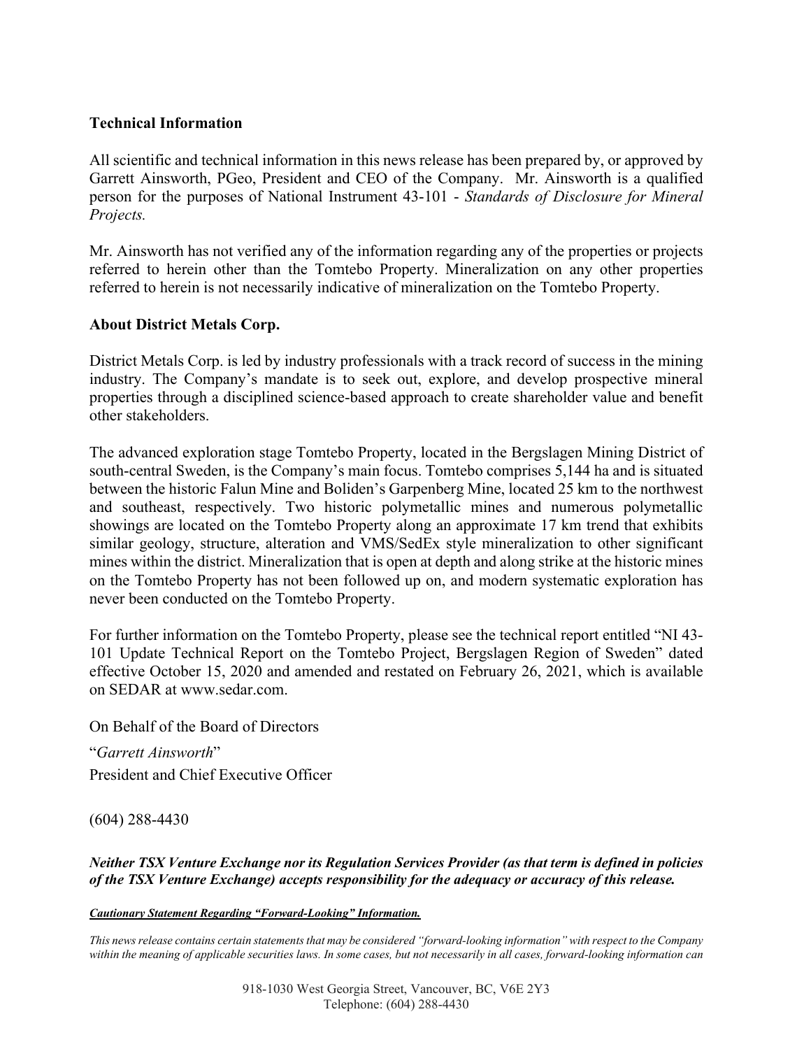**Technical Information**

All scientific and technical information in this news release has been prepared by, or approved by Garrett Ainsworth, PGeo, President and CEO of the Company. Mr. Ainsworth is a qualified person for the purposes of National Instrument 43-101 - *Standards of Disclosure for Mineral Projects.*

Mr. Ainsworth has not verified any of the information regarding any of the properties or projects referred to herein other than the Tomtebo Property. Mineralization on any other properties referred to herein is not necessarily indicative of mineralization on the Tomtebo Property.

**About District Metals Corp.**

District Metals Corp. is led by industry professionals with a track record of success in the mining industry. The Company's mandate is to seek out, explore, and develop prospective mineral properties through a disciplined science-based approach to create shareholder value and benefit other stakeholders.

The advanced exploration stage Tomtebo Property, located in the Bergslagen Mining District of south-central Sweden, is the Company's main focus. Tomtebo comprises 5,144 ha and is situated between the historic Falun Mine and Boliden's Garpenberg Mine, located 25 km to the northwest and southeast, respectively. Two historic polymetallic mines and numerous polymetallic showings are located on the Tomtebo Property along an approximate 17 km trend that exhibits similar geology, structure, alteration and VMS/SedEx style mineralization to other significant mines within the district. Mineralization that is open at depth and along strike at the historic mines on the Tomtebo Property has not been followed up on, and modern systematic exploration has never been conducted on the Tomtebo Property.

For further information on the Tomtebo Property, please see the technical report entitled "NI 43-101 Update Technical Report on the Tomtebo Project, Bergslagen Region of Sweden" dated effective October 15, 2020 and amended and restated on February 26, 2021, which is available on SEDAR at www.sedar.com.

On Behalf of the Board of Directors

"*Garrett Ainsworth*"

President and Chief Executive Officer

(604) 288-4430

***Neither TSX Venture Exchange nor its Regulation Services Provider (as that term is defined in policies of the TSX Venture Exchange) accepts responsibility for the adequacy or accuracy of this release.***

***Cautionary Statement Regarding "Forward-Looking" Information.***

*This news release contains certain statements that may be considered "forward-looking information" with respect to the Company within the meaning of applicable securities laws. In some cases, but not necessarily in all cases, forward-looking information can*

918-1030 West Georgia Street, Vancouver, BC, V6E 2Y3
Telephone: (604) 288-4430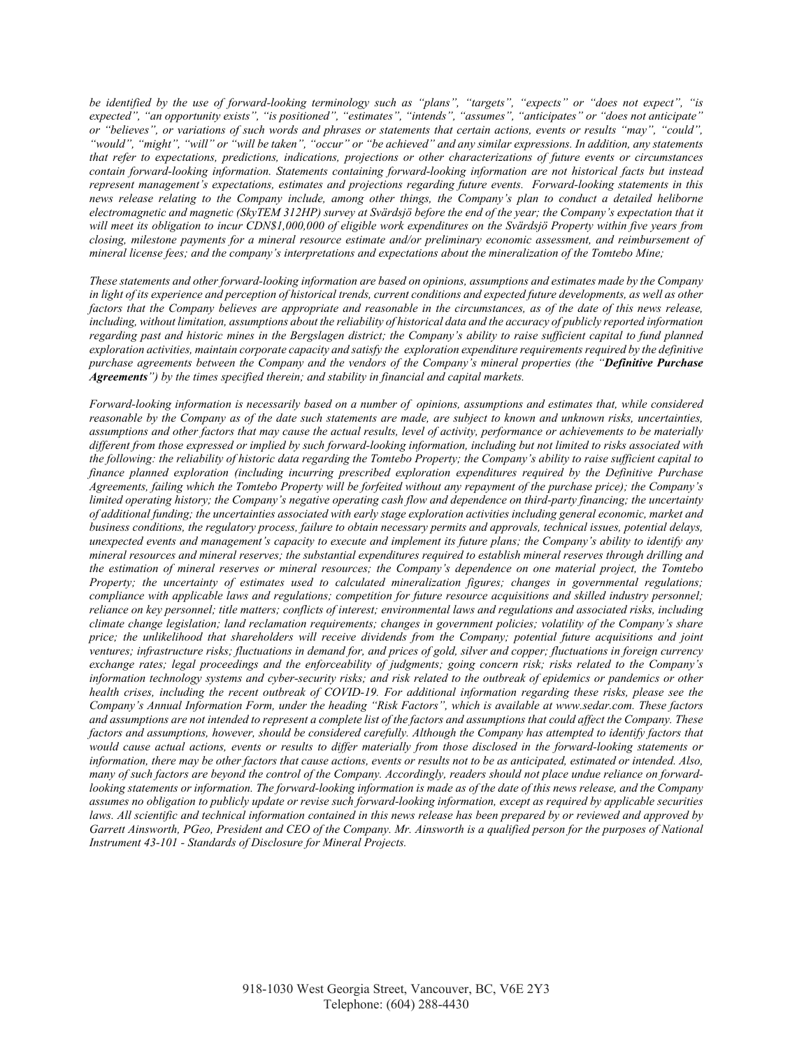*be identified by the use of forward-looking terminology such as "plans", "targets", "expects" or "does not expect", "is expected", "an opportunity exists", "is positioned", "estimates", "intends", "assumes", "anticipates" or "does not anticipate" or "believes", or variations of such words and phrases or statements that certain actions, events or results "may", "could", "would", "might", "will" or "will be taken", "occur" or "be achieved" and any similar expressions. In addition, any statements that refer to expectations, predictions, indications, projections or other characterizations of future events or circumstances contain forward-looking information. Statements containing forward-looking information are not historical facts but instead represent management's expectations, estimates and projections regarding future events. Forward-looking statements in this news release relating to the Company include, among other things, the Company's plan to conduct a detailed heliborne electromagnetic and magnetic (SkyTEM 312HP) survey at Svärdsjö before the end of the year; the Company's expectation that it will meet its obligation to incur CDN$1,000,000 of eligible work expenditures on the Svärdsjö Property within five years from closing, milestone payments for a mineral resource estimate and/or preliminary economic assessment, and reimbursement of mineral license fees; and the company's interpretations and expectations about the mineralization of the Tomtebo Mine;*

*These statements and other forward-looking information are based on opinions, assumptions and estimates made by the Company in light of its experience and perception of historical trends, current conditions and expected future developments, as well as other factors that the Company believes are appropriate and reasonable in the circumstances, as of the date of this news release, including, without limitation, assumptions about the reliability of historical data and the accuracy of publicly reported information regarding past and historic mines in the Bergslagen district; the Company's ability to raise sufficient capital to fund planned exploration activities, maintain corporate capacity and satisfy the exploration expenditure requirements required by the definitive purchase agreements between the Company and the vendors of the Company's mineral properties (the "**Definitive Purchase Agreements**") by the times specified therein; and stability in financial and capital markets.*

*Forward-looking information is necessarily based on a number of opinions, assumptions and estimates that, while considered reasonable by the Company as of the date such statements are made, are subject to known and unknown risks, uncertainties, assumptions and other factors that may cause the actual results, level of activity, performance or achievements to be materially different from those expressed or implied by such forward-looking information, including but not limited to risks associated with the following: the reliability of historic data regarding the Tomtebo Property; the Company's ability to raise sufficient capital to finance planned exploration (including incurring prescribed exploration expenditures required by the Definitive Purchase Agreements, failing which the Tomtebo Property will be forfeited without any repayment of the purchase price); the Company's limited operating history; the Company's negative operating cash flow and dependence on third-party financing; the uncertainty of additional funding; the uncertainties associated with early stage exploration activities including general economic, market and business conditions, the regulatory process, failure to obtain necessary permits and approvals, technical issues, potential delays, unexpected events and management's capacity to execute and implement its future plans; the Company's ability to identify any mineral resources and mineral reserves; the substantial expenditures required to establish mineral reserves through drilling and the estimation of mineral reserves or mineral resources; the Company's dependence on one material project, the Tomtebo Property; the uncertainty of estimates used to calculated mineralization figures; changes in governmental regulations; compliance with applicable laws and regulations; competition for future resource acquisitions and skilled industry personnel; reliance on key personnel; title matters; conflicts of interest; environmental laws and regulations and associated risks, including climate change legislation; land reclamation requirements; changes in government policies; volatility of the Company's share price; the unlikelihood that shareholders will receive dividends from the Company; potential future acquisitions and joint ventures; infrastructure risks; fluctuations in demand for, and prices of gold, silver and copper; fluctuations in foreign currency exchange rates; legal proceedings and the enforceability of judgments; going concern risk; risks related to the Company's information technology systems and cyber-security risks; and risk related to the outbreak of epidemics or pandemics or other health crises, including the recent outbreak of COVID-19. For additional information regarding these risks, please see the Company's Annual Information Form, under the heading "Risk Factors", which is available at www.sedar.com. These factors and assumptions are not intended to represent a complete list of the factors and assumptions that could affect the Company. These factors and assumptions, however, should be considered carefully. Although the Company has attempted to identify factors that would cause actual actions, events or results to differ materially from those disclosed in the forward-looking statements or information, there may be other factors that cause actions, events or results not to be as anticipated, estimated or intended. Also, many of such factors are beyond the control of the Company. Accordingly, readers should not place undue reliance on forward-looking statements or information. The forward-looking information is made as of the date of this news release, and the Company assumes no obligation to publicly update or revise such forward-looking information, except as required by applicable securities laws. All scientific and technical information contained in this news release has been prepared by or reviewed and approved by Garrett Ainsworth, PGeo, President and CEO of the Company. Mr. Ainsworth is a qualified person for the purposes of National Instrument 43-101 - Standards of Disclosure for Mineral Projects.*

918-1030 West Georgia Street, Vancouver, BC, V6E 2Y3
Telephone: (604) 288-4430